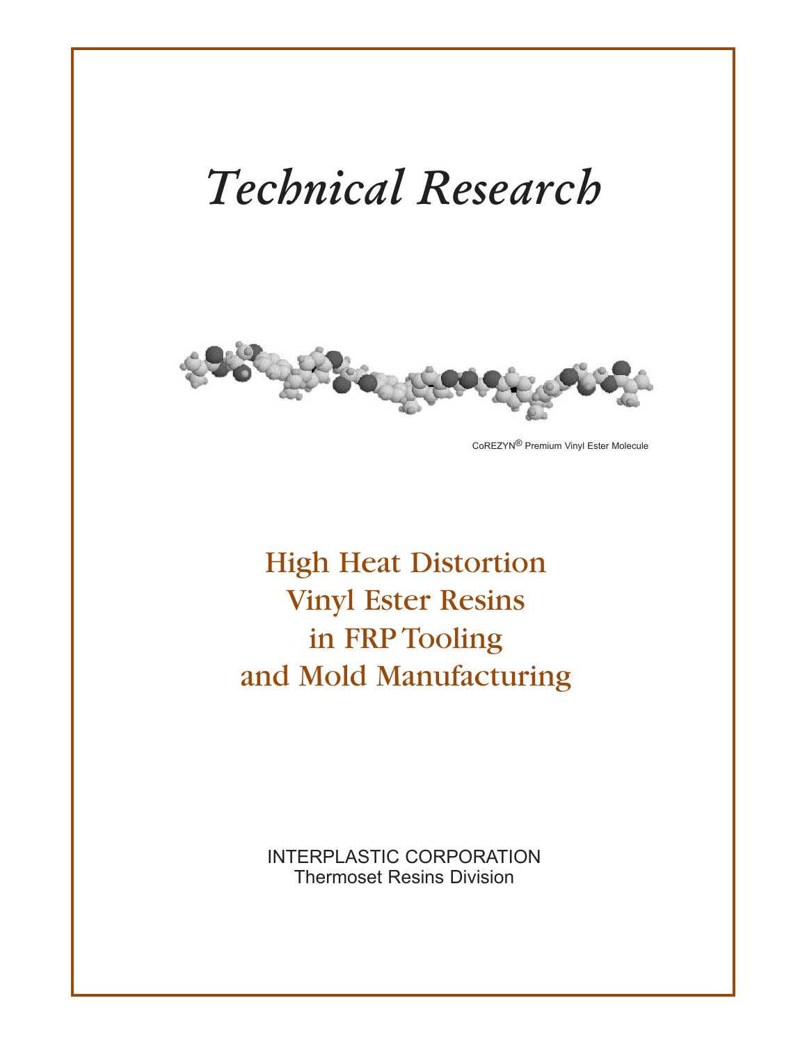# *Technical Research*

CoREZYN® Premium Vinyl Ester Molecule

## High Heat Distortion Vinyl Ester Resins in FRP Tooling and Mold Manufacturing

INTERPLASTIC CORPORATION
Thermoset Resins Division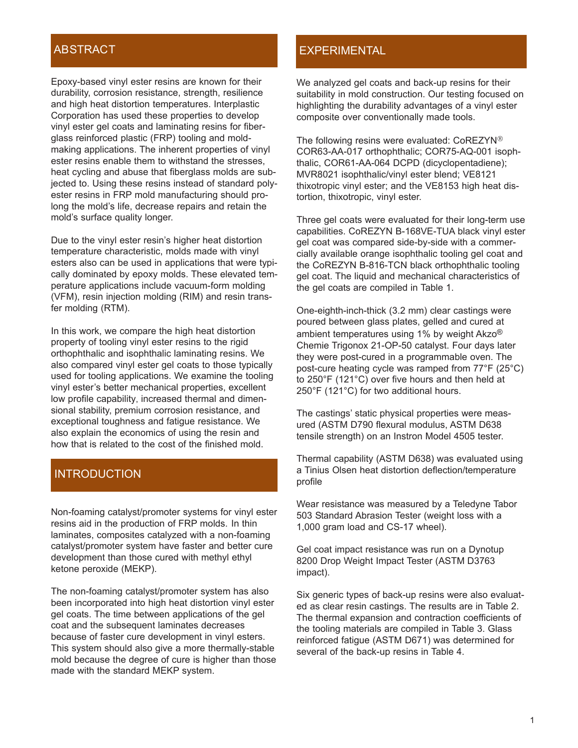## ABSTRACT

Epoxy-based vinyl ester resins are known for their durability, corrosion resistance, strength, resilience and high heat distortion temperatures. Interplastic Corporation has used these properties to develop vinyl ester gel coats and laminating resins for fiberglass reinforced plastic (FRP) tooling and moldmaking applications. The inherent properties of vinyl ester resins enable them to withstand the stresses, heat cycling and abuse that fiberglass molds are subjected to. Using these resins instead of standard polyester resins in FRP mold manufacturing should prolong the mold's life, decrease repairs and retain the mold's surface quality longer.

Due to the vinyl ester resin's higher heat distortion temperature characteristic, molds made with vinyl esters also can be used in applications that were typically dominated by epoxy molds. These elevated temperature applications include vacuum-form molding (VFM), resin injection molding (RIM) and resin transfer molding (RTM).

In this work, we compare the high heat distortion property of tooling vinyl ester resins to the rigid orthophthalic and isophthalic laminating resins. We also compared vinyl ester gel coats to those typically used for tooling applications. We examine the tooling vinyl ester's better mechanical properties, excellent low profile capability, increased thermal and dimensional stability, premium corrosion resistance, and exceptional toughness and fatigue resistance. We also explain the economics of using the resin and how that is related to the cost of the finished mold.

## INTRODUCTION

Non-foaming catalyst/promoter systems for vinyl ester resins aid in the production of FRP molds. In thin laminates, composites catalyzed with a non-foaming catalyst/promoter system have faster and better cure development than those cured with methyl ethyl ketone peroxide (MEKP).

The non-foaming catalyst/promoter system has also been incorporated into high heat distortion vinyl ester gel coats. The time between applications of the gel coat and the subsequent laminates decreases because of faster cure development in vinyl esters. This system should also give a more thermally-stable mold because the degree of cure is higher than those made with the standard MEKP system.

## EXPERIMENTAL

We analyzed gel coats and back-up resins for their suitability in mold construction. Our testing focused on highlighting the durability advantages of a vinyl ester composite over conventionally made tools.

The following resins were evaluated: CoREZYN® COR63-AA-017 orthophthalic; COR75-AQ-001 isophthalic, COR61-AA-064 DCPD (dicyclopentadiene); MVR8021 isophthalic/vinyl ester blend; VE8121 thixotropic vinyl ester; and the VE8153 high heat distortion, thixotropic, vinyl ester.

Three gel coats were evaluated for their long-term use capabilities. CoREZYN B-168VE-TUA black vinyl ester gel coat was compared side-by-side with a commercially available orange isophthalic tooling gel coat and the CoREZYN B-816-TCN black orthophthalic tooling gel coat. The liquid and mechanical characteristics of the gel coats are compiled in Table 1.

One-eighth-inch-thick (3.2 mm) clear castings were poured between glass plates, gelled and cured at ambient temperatures using 1% by weight Akzo® Chemie Trigonox 21-OP-50 catalyst. Four days later they were post-cured in a programmable oven. The post-cure heating cycle was ramped from 77°F (25°C) to 250°F (121°C) over five hours and then held at 250°F (121°C) for two additional hours.

The castings' static physical properties were measured (ASTM D790 flexural modulus, ASTM D638 tensile strength) on an Instron Model 4505 tester.

Thermal capability (ASTM D638) was evaluated using a Tinius Olsen heat distortion deflection/temperature profile

Wear resistance was measured by a Teledyne Tabor 503 Standard Abrasion Tester (weight loss with a 1,000 gram load and CS-17 wheel).

Gel coat impact resistance was run on a Dynotup 8200 Drop Weight Impact Tester (ASTM D3763 impact).

Six generic types of back-up resins were also evaluated as clear resin castings. The results are in Table 2. The thermal expansion and contraction coefficients of the tooling materials are compiled in Table 3. Glass reinforced fatigue (ASTM D671) was determined for several of the back-up resins in Table 4.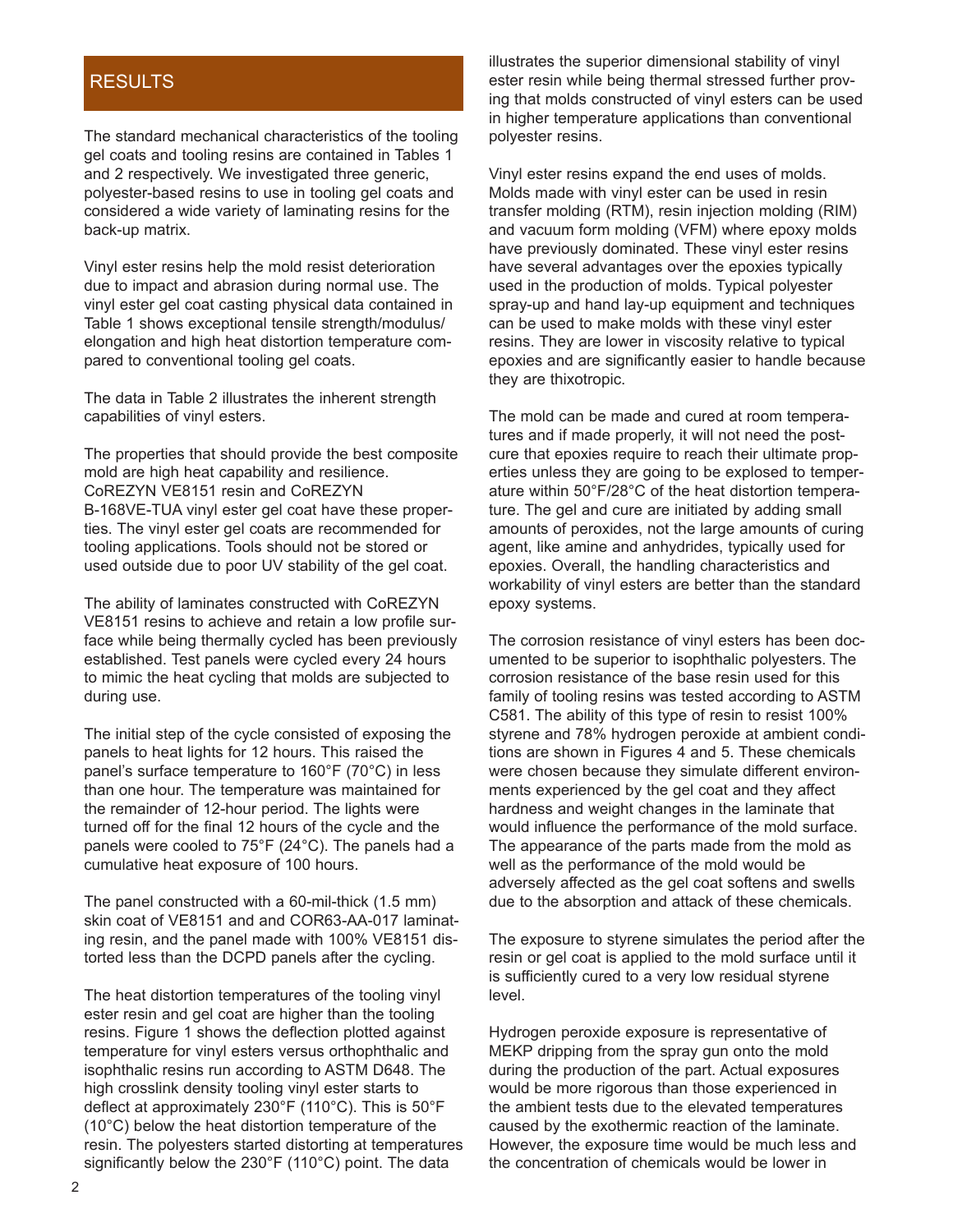## RESULTS

The standard mechanical characteristics of the tooling gel coats and tooling resins are contained in Tables 1 and 2 respectively. We investigated three generic, polyester-based resins to use in tooling gel coats and considered a wide variety of laminating resins for the back-up matrix.

Vinyl ester resins help the mold resist deterioration due to impact and abrasion during normal use. The vinyl ester gel coat casting physical data contained in Table 1 shows exceptional tensile strength/modulus/ elongation and high heat distortion temperature compared to conventional tooling gel coats.

The data in Table 2 illustrates the inherent strength capabilities of vinyl esters.

The properties that should provide the best composite mold are high heat capability and resilience. CoREZYN VE8151 resin and CoREZYN B-168VE-TUA vinyl ester gel coat have these properties. The vinyl ester gel coats are recommended for tooling applications. Tools should not be stored or used outside due to poor UV stability of the gel coat.

The ability of laminates constructed with CoREZYN VE8151 resins to achieve and retain a low profile surface while being thermally cycled has been previously established. Test panels were cycled every 24 hours to mimic the heat cycling that molds are subjected to during use.

The initial step of the cycle consisted of exposing the panels to heat lights for 12 hours. This raised the panel's surface temperature to 160°F (70°C) in less than one hour. The temperature was maintained for the remainder of 12-hour period. The lights were turned off for the final 12 hours of the cycle and the panels were cooled to 75°F (24°C). The panels had a cumulative heat exposure of 100 hours.

The panel constructed with a 60-mil-thick (1.5 mm) skin coat of VE8151 and and COR63-AA-017 laminating resin, and the panel made with 100% VE8151 distorted less than the DCPD panels after the cycling.

The heat distortion temperatures of the tooling vinyl ester resin and gel coat are higher than the tooling resins. Figure 1 shows the deflection plotted against temperature for vinyl esters versus orthophthalic and isophthalic resins run according to ASTM D648. The high crosslink density tooling vinyl ester starts to deflect at approximately 230°F (110°C). This is 50°F (10°C) below the heat distortion temperature of the resin. The polyesters started distorting at temperatures significantly below the 230°F (110°C) point. The data illustrates the superior dimensional stability of vinyl ester resin while being thermal stressed further proving that molds constructed of vinyl esters can be used in higher temperature applications than conventional polyester resins.

Vinyl ester resins expand the end uses of molds. Molds made with vinyl ester can be used in resin transfer molding (RTM), resin injection molding (RIM) and vacuum form molding (VFM) where epoxy molds have previously dominated. These vinyl ester resins have several advantages over the epoxies typically used in the production of molds. Typical polyester spray-up and hand lay-up equipment and techniques can be used to make molds with these vinyl ester resins. They are lower in viscosity relative to typical epoxies and are significantly easier to handle because they are thixotropic.

The mold can be made and cured at room temperatures and if made properly, it will not need the post-cure that epoxies require to reach their ultimate properties unless they are going to be explosed to temperature within 50°F/28°C of the heat distortion temperature. The gel and cure are initiated by adding small amounts of peroxides, not the large amounts of curing agent, like amine and anhydrides, typically used for epoxies. Overall, the handling characteristics and workability of vinyl esters are better than the standard epoxy systems.

The corrosion resistance of vinyl esters has been documented to be superior to isophthalic polyesters. The corrosion resistance of the base resin used for this family of tooling resins was tested according to ASTM C581. The ability of this type of resin to resist 100% styrene and 78% hydrogen peroxide at ambient conditions are shown in Figures 4 and 5. These chemicals were chosen because they simulate different environments experienced by the gel coat and they affect hardness and weight changes in the laminate that would influence the performance of the mold surface. The appearance of the parts made from the mold as well as the performance of the mold would be adversely affected as the gel coat softens and swells due to the absorption and attack of these chemicals.

The exposure to styrene simulates the period after the resin or gel coat is applied to the mold surface until it is sufficiently cured to a very low residual styrene level.

Hydrogen peroxide exposure is representative of MEKP dripping from the spray gun onto the mold during the production of the part. Actual exposures would be more rigorous than those experienced in the ambient tests due to the elevated temperatures caused by the exothermic reaction of the laminate. However, the exposure time would be much less and the concentration of chemicals would be lower in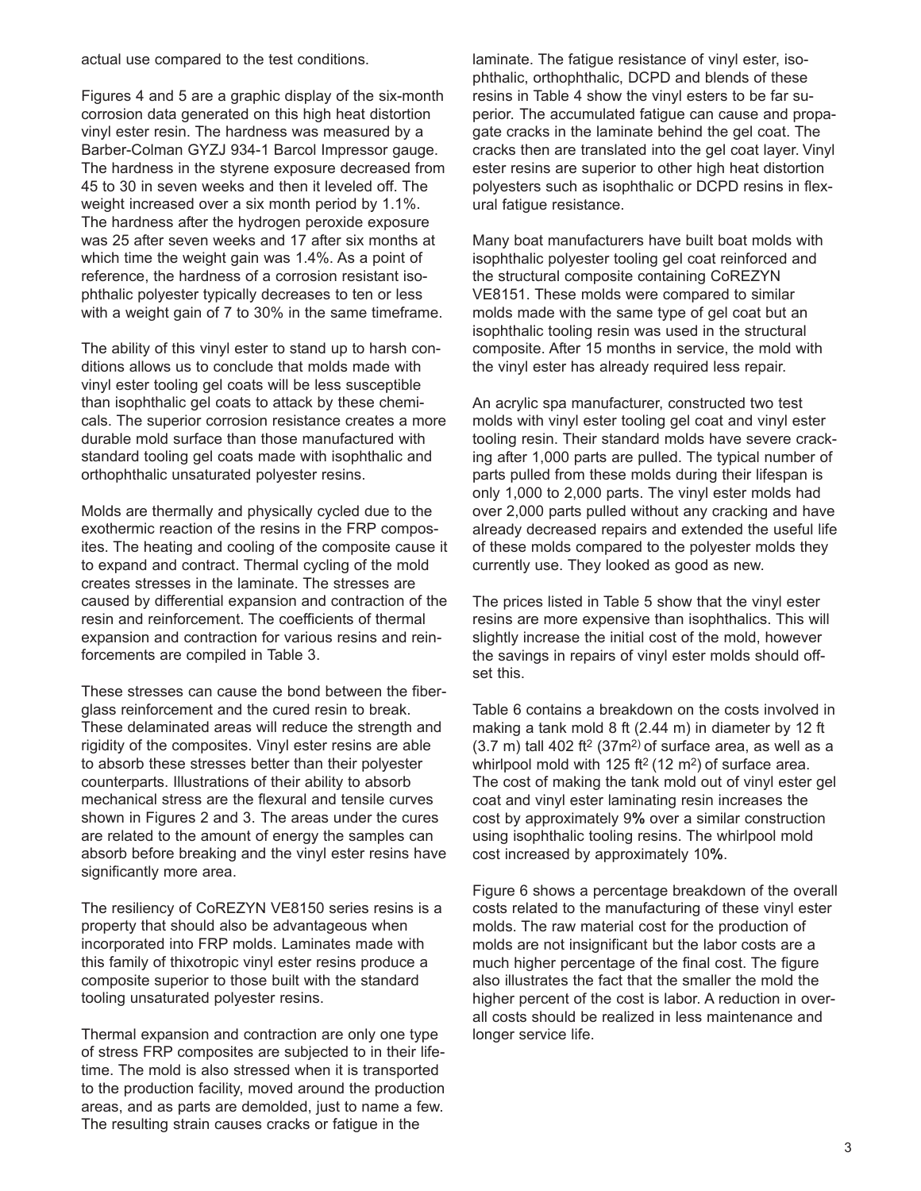actual use compared to the test conditions.

Figures 4 and 5 are a graphic display of the six-month corrosion data generated on this high heat distortion vinyl ester resin. The hardness was measured by a Barber-Colman GYZJ 934-1 Barcol Impressor gauge. The hardness in the styrene exposure decreased from 45 to 30 in seven weeks and then it leveled off. The weight increased over a six month period by 1.1%. The hardness after the hydrogen peroxide exposure was 25 after seven weeks and 17 after six months at which time the weight gain was 1.4%. As a point of reference, the hardness of a corrosion resistant isophthalic polyester typically decreases to ten or less with a weight gain of 7 to 30% in the same timeframe.

The ability of this vinyl ester to stand up to harsh conditions allows us to conclude that molds made with vinyl ester tooling gel coats will be less susceptible than isophthalic gel coats to attack by these chemicals. The superior corrosion resistance creates a more durable mold surface than those manufactured with standard tooling gel coats made with isophthalic and orthophthalic unsaturated polyester resins.

Molds are thermally and physically cycled due to the exothermic reaction of the resins in the FRP composites. The heating and cooling of the composite cause it to expand and contract. Thermal cycling of the mold creates stresses in the laminate. The stresses are caused by differential expansion and contraction of the resin and reinforcement. The coefficients of thermal expansion and contraction for various resins and reinforcements are compiled in Table 3.

These stresses can cause the bond between the fiberglass reinforcement and the cured resin to break. These delaminated areas will reduce the strength and rigidity of the composites. Vinyl ester resins are able to absorb these stresses better than their polyester counterparts. Illustrations of their ability to absorb mechanical stress are the flexural and tensile curves shown in Figures 2 and 3. The areas under the cures are related to the amount of energy the samples can absorb before breaking and the vinyl ester resins have significantly more area.

The resiliency of CoREZYN VE8150 series resins is a property that should also be advantageous when incorporated into FRP molds. Laminates made with this family of thixotropic vinyl ester resins produce a composite superior to those built with the standard tooling unsaturated polyester resins.

Thermal expansion and contraction are only one type of stress FRP composites are subjected to in their lifetime. The mold is also stressed when it is transported to the production facility, moved around the production areas, and as parts are demolded, just to name a few. The resulting strain causes cracks or fatigue in the laminate. The fatigue resistance of vinyl ester, isophthalic, orthophthalic, DCPD and blends of these resins in Table 4 show the vinyl esters to be far superior. The accumulated fatigue can cause and propagate cracks in the laminate behind the gel coat. The cracks then are translated into the gel coat layer. Vinyl ester resins are superior to other high heat distortion polyesters such as isophthalic or DCPD resins in flexural fatigue resistance.

Many boat manufacturers have built boat molds with isophthalic polyester tooling gel coat reinforced and the structural composite containing CoREZYN VE8151. These molds were compared to similar molds made with the same type of gel coat but an isophthalic tooling resin was used in the structural composite. After 15 months in service, the mold with the vinyl ester has already required less repair.

An acrylic spa manufacturer, constructed two test molds with vinyl ester tooling gel coat and vinyl ester tooling resin. Their standard molds have severe cracking after 1,000 parts are pulled. The typical number of parts pulled from these molds during their lifespan is only 1,000 to 2,000 parts. The vinyl ester molds had over 2,000 parts pulled without any cracking and have already decreased repairs and extended the useful life of these molds compared to the polyester molds they currently use. They looked as good as new.

The prices listed in Table 5 show that the vinyl ester resins are more expensive than isophthalics. This will slightly increase the initial cost of the mold, however the savings in repairs of vinyl ester molds should offset this.

Table 6 contains a breakdown on the costs involved in making a tank mold 8 ft (2.44 m) in diameter by 12 ft (3.7 m) tall 402 $ft^2$ (37$m^2$) of surface area, as well as a whirlpool mold with 125 $ft^2$ (12 $m^2$) of surface area. The cost of making the tank mold out of vinyl ester gel coat and vinyl ester laminating resin increases the cost by approximately 9**%** over a similar construction using isophthalic tooling resins. The whirlpool mold cost increased by approximately 10**%**.

Figure 6 shows a percentage breakdown of the overall costs related to the manufacturing of these vinyl ester molds. The raw material cost for the production of molds are not insignificant but the labor costs are a much higher percentage of the final cost. The figure also illustrates the fact that the smaller the mold the higher percent of the cost is labor. A reduction in overall costs should be realized in less maintenance and longer service life.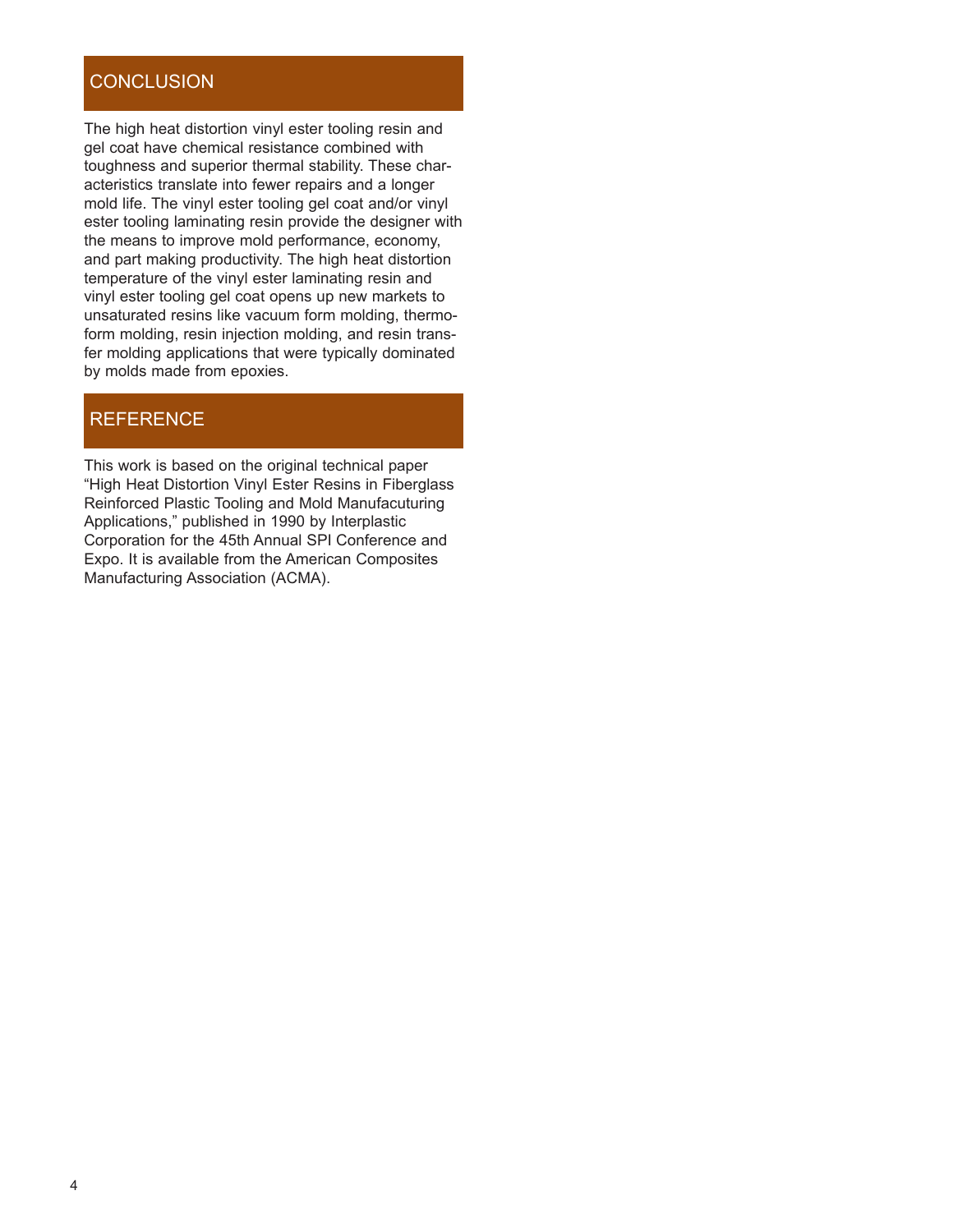## CONCLUSION

The high heat distortion vinyl ester tooling resin and gel coat have chemical resistance combined with toughness and superior thermal stability. These characteristics translate into fewer repairs and a longer mold life. The vinyl ester tooling gel coat and/or vinyl ester tooling laminating resin provide the designer with the means to improve mold performance, economy, and part making productivity. The high heat distortion temperature of the vinyl ester laminating resin and vinyl ester tooling gel coat opens up new markets to unsaturated resins like vacuum form molding, thermoform molding, resin injection molding, and resin transfer molding applications that were typically dominated by molds made from epoxies.

## REFERENCE

This work is based on the original technical paper "High Heat Distortion Vinyl Ester Resins in Fiberglass Reinforced Plastic Tooling and Mold Manufacuturing Applications," published in 1990 by Interplastic Corporation for the 45th Annual SPI Conference and Expo. It is available from the American Composites Manufacturing Association (ACMA).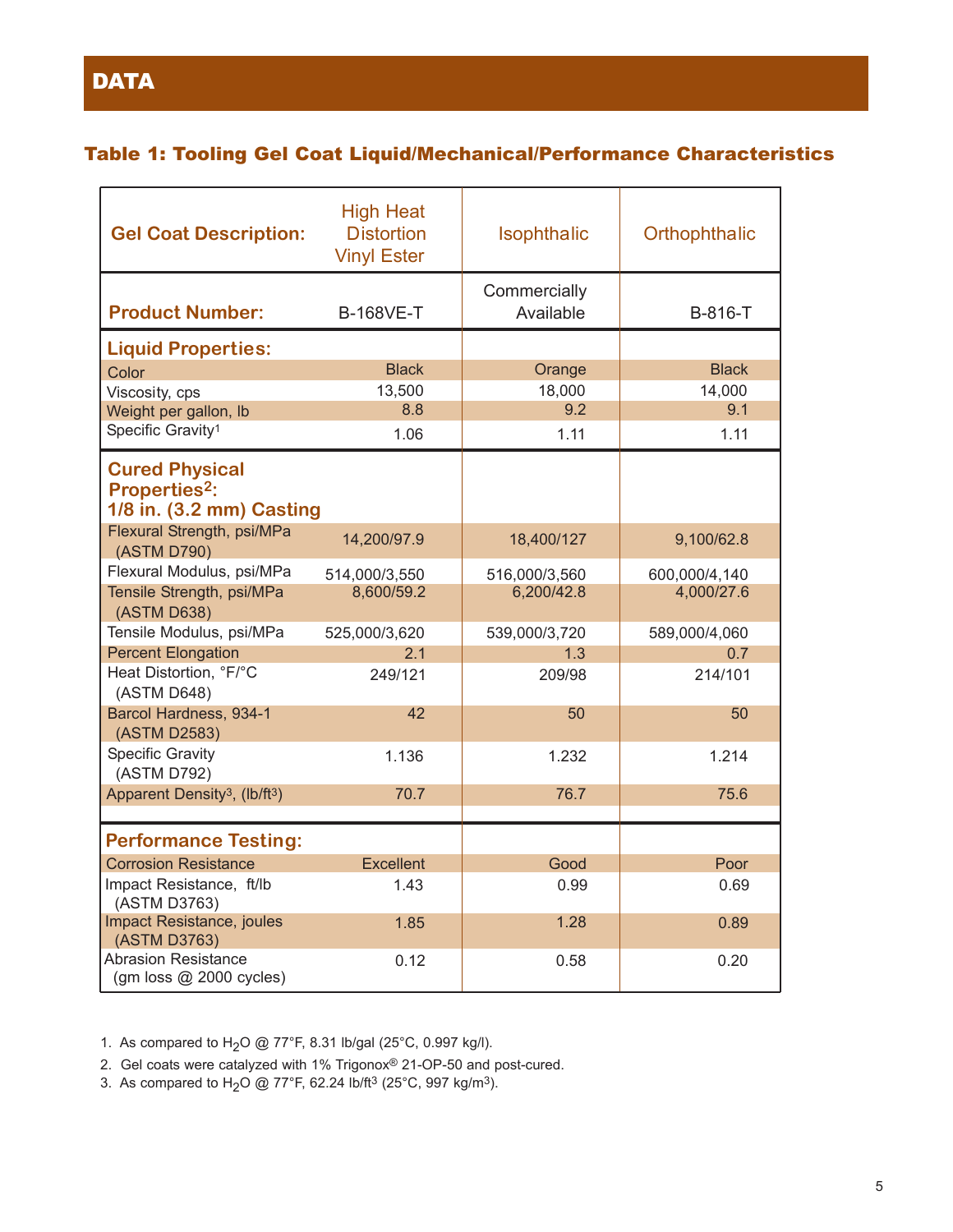## DATA

### Table 1: Tooling Gel Coat Liquid/Mechanical/Performance Characteristics

| Gel Coat Description: | High Heat Distortion Vinyl Ester | Isophthalic | Orthophthalic |
|---|---|---|---|
| **Product Number:** | B-168VE-T | Commercially Available | B-816-T |
| **Liquid Properties:** | | | |
| Color | Black | Orange | Black |
| Viscosity, cps | 13,500 | 18,000 | 14,000 |
| Weight per gallon, lb | 8.8 | 9.2 | 9.1 |
| Specific Gravity[1] | 1.06 | 1.11 | 1.11 |
| **Cured Physical Properties[2]: 1/8 in. (3.2 mm) Casting** | | | |
| Flexural Strength, psi/MPa (ASTM D790) | 14,200/97.9 | 18,400/127 | 9,100/62.8 |
| Flexural Modulus, psi/MPa | 514,000/3,550 | 516,000/3,560 | 600,000/4,140 |
| Tensile Strength, psi/MPa (ASTM D638) | 8,600/59.2 | 6,200/42.8 | 4,000/27.6 |
| Tensile Modulus, psi/MPa | 525,000/3,620 | 539,000/3,720 | 589,000/4,060 |
| Percent Elongation | 2.1 | 1.3 | 0.7 |
| Heat Distortion, °F/°C (ASTM D648) | 249/121 | 209/98 | 214/101 |
| Barcol Hardness, 934-1 (ASTM D2583) | 42 | 50 | 50 |
| Specific Gravity (ASTM D792) | 1.136 | 1.232 | 1.214 |
| Apparent Density[3], (lb/ft$^3$) | 70.7 | 76.7 | 75.6 |
| **Performance Testing:** | | | |
| Corrosion Resistance | Excellent | Good | Poor |
| Impact Resistance, ft/lb (ASTM D3763) | 1.43 | 0.99 | 0.69 |
| Impact Resistance, joules (ASTM D3763) | 1.85 | 1.28 | 0.89 |
| Abrasion Resistance (gm loss @ 2000 cycles) | 0.12 | 0.58 | 0.20 |

1. As compared to $H_2O$ @ 77°F, 8.31 lb/gal (25°C, 0.997 kg/l).
2. Gel coats were catalyzed with 1% Trigonox® 21-OP-50 and post-cured.
3. As compared to $H_2O$ @ 77°F, 62.24 lb/ft$^3$ (25°C, 997 kg/m$^3$).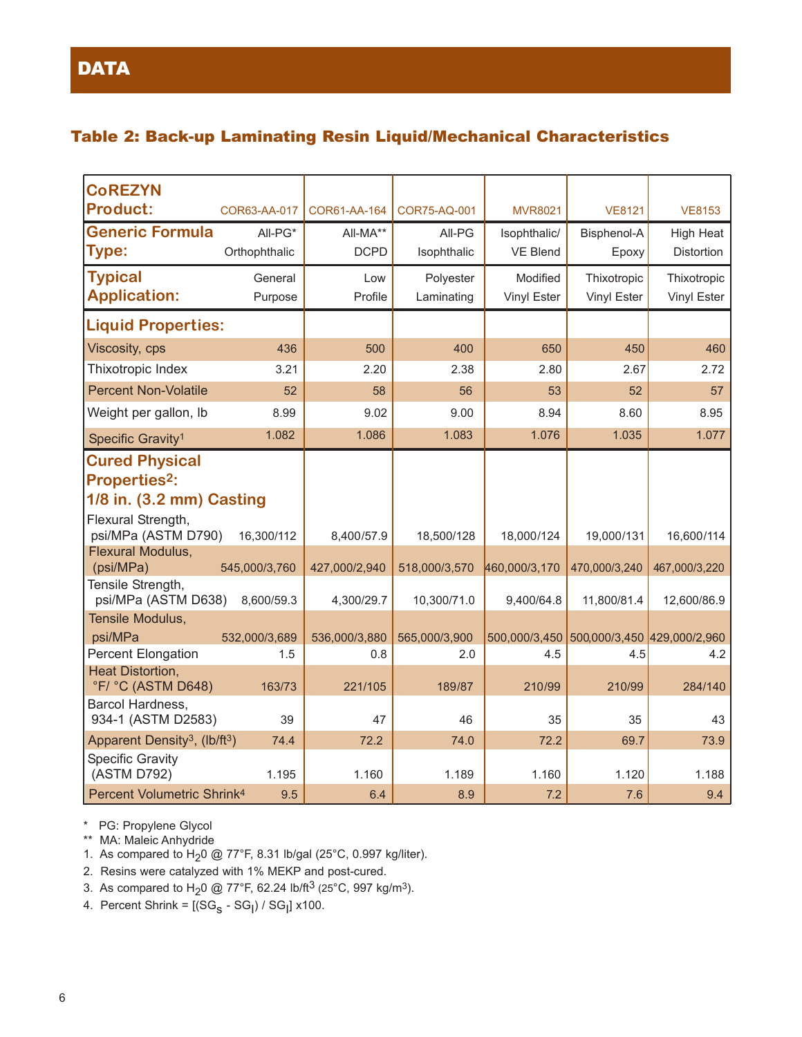# DATA

## Table 2: Back-up Laminating Resin Liquid/Mechanical Characteristics

| CoREZYN Product: | COR63-AA-017 | COR61-AA-164 | COR75-AQ-001 | MVR8021 | VE8121 | VE8153 |
|---|---|---|---|---|---|---|
| Generic Formula Type: | All-PG* Orthophthalic | All-MA** DCPD | All-PG Isophthalic | Isophthalic/ VE Blend | Bisphenol-A Epoxy | High Heat Distortion |
| Typical Application: | General Purpose | Low Profile | Polyester Laminating | Modified Vinyl Ester | Thixotropic Vinyl Ester | Thixotropic Vinyl Ester |
| **Liquid Properties:** | | | | | | |
| Viscosity, cps | 436 | 500 | 400 | 650 | 450 | 460 |
| Thixotropic Index | 3.21 | 2.20 | 2.38 | 2.80 | 2.67 | 2.72 |
| Percent Non-Volatile | 52 | 58 | 56 | 53 | 52 | 57 |
| Weight per gallon, lb | 8.99 | 9.02 | 9.00 | 8.94 | 8.60 | 8.95 |
| Specific Gravity[1] | 1.082 | 1.086 | 1.083 | 1.076 | 1.035 | 1.077 |
| **Cured Physical Properties[2]: 1/8 in. (3.2 mm) Casting** | | | | | | |
| Flexural Strength, psi/MPa (ASTM D790) | 16,300/112 | 8,400/57.9 | 18,500/128 | 18,000/124 | 19,000/131 | 16,600/114 |
| Flexural Modulus, (psi/MPa) | 545,000/3,760 | 427,000/2,940 | 518,000/3,570 | 460,000/3,170 | 470,000/3,240 | 467,000/3,220 |
| Tensile Strength, psi/MPa (ASTM D638) | 8,600/59.3 | 4,300/29.7 | 10,300/71.0 | 9,400/64.8 | 11,800/81.4 | 12,600/86.9 |
| Tensile Modulus, psi/MPa | 532,000/3,689 | 536,000/3,880 | 565,000/3,900 | 500,000/3,450 | 500,000/3,450 | 429,000/2,960 |
| Percent Elongation | 1.5 | 0.8 | 2.0 | 4.5 | 4.5 | 4.2 |
| Heat Distortion, °F/ °C (ASTM D648) | 163/73 | 221/105 | 189/87 | 210/99 | 210/99 | 284/140 |
| Barcol Hardness, 934-1 (ASTM D2583) | 39 | 47 | 46 | 35 | 35 | 43 |
| Apparent Density[3], ($lb/ft^3$) | 74.4 | 72.2 | 74.0 | 72.2 | 69.7 | 73.9 |
| Specific Gravity (ASTM D792) | 1.195 | 1.160 | 1.189 | 1.160 | 1.120 | 1.188 |
| Percent Volumetric Shrink[4] | 9.5 | 6.4 | 8.9 | 7.2 | 7.6 | 9.4 |

\* PG: Propylene Glycol

\*\* MA: Maleic Anhydride

1. As compared to $H_2O$ @ 77°F, 8.31 lb/gal (25°C, 0.997 kg/liter).
2. Resins were catalyzed with 1% MEKP and post-cured.
3. As compared to $H_2O$ @ 77°F, 62.24 $lb/ft^3$ (25°C, 997 $kg/m^3$).
4. Percent Shrink = $[(SG_S - SG_l) / SG_l] \times 100$.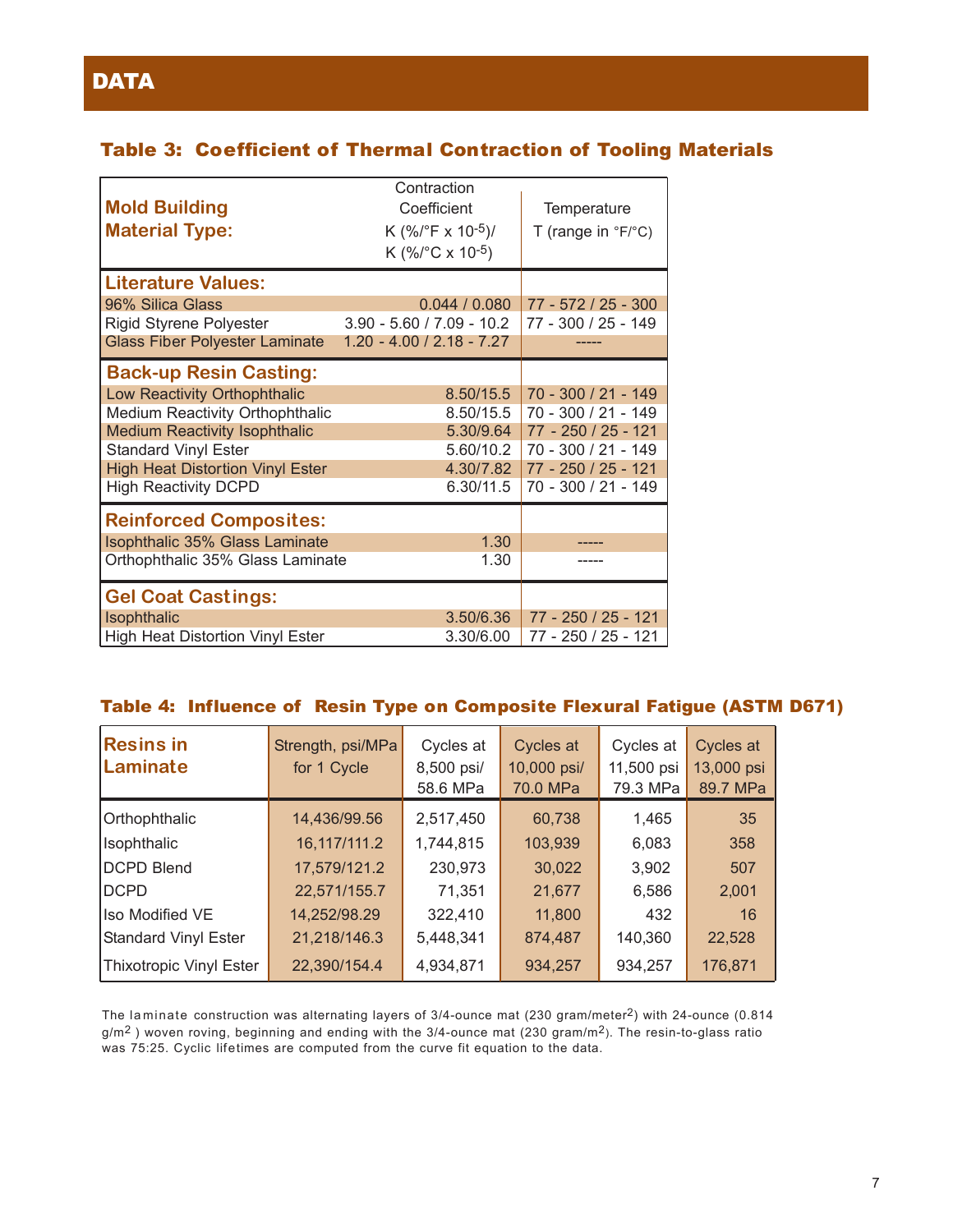# DATA

### Table 3: Coefficient of Thermal Contraction of Tooling Materials

| Mold Building Material Type: | Contraction Coefficient K (%/°F x $10^{-5}$)/ K (%/°C x $10^{-5}$) | Temperature T (range in °F/°C) |
|---|---|---|
| **Literature Values:** | | |
| 96% Silica Glass | 0.044 / 0.080 | 77 - 572 / 25 - 300 |
| Rigid Styrene Polyester | 3.90 - 5.60 / 7.09 - 10.2 | 77 - 300 / 25 - 149 |
| Glass Fiber Polyester Laminate | 1.20 - 4.00 / 2.18 - 7.27 | ----- |
| **Back-up Resin Casting:** | | |
| Low Reactivity Orthophthalic | 8.50/15.5 | 70 - 300 / 21 - 149 |
| Medium Reactivity Orthophthalic | 8.50/15.5 | 70 - 300 / 21 - 149 |
| Medium Reactivity Isophthalic | 5.30/9.64 | 77 - 250 / 25 - 121 |
| Standard Vinyl Ester | 5.60/10.2 | 70 - 300 / 21 - 149 |
| High Heat Distortion Vinyl Ester | 4.30/7.82 | 77 - 250 / 25 - 121 |
| High Reactivity DCPD | 6.30/11.5 | 70 - 300 / 21 - 149 |
| **Reinforced Composites:** | | |
| Isophthalic 35% Glass Laminate | 1.30 | ----- |
| Orthophthalic 35% Glass Laminate | 1.30 | ----- |
| **Gel Coat Castings:** | | |
| Isophthalic | 3.50/6.36 | 77 - 250 / 25 - 121 |
| High Heat Distortion Vinyl Ester | 3.30/6.00 | 77 - 250 / 25 - 121 |

### Table 4: Influence of Resin Type on Composite Flexural Fatigue (ASTM D671)

| Resins in Laminate | Strength, psi/MPa for 1 Cycle | Cycles at 8,500 psi/ 58.6 MPa | Cycles at 10,000 psi/ 70.0 MPa | Cycles at 11,500 psi 79.3 MPa | Cycles at 13,000 psi 89.7 MPa |
|---|---|---|---|---|---|
| Orthophthalic | 14,436/99.56 | 2,517,450 | 60,738 | 1,465 | 35 |
| Isophthalic | 16,117/111.2 | 1,744,815 | 103,939 | 6,083 | 358 |
| DCPD Blend | 17,579/121.2 | 230,973 | 30,022 | 3,902 | 507 |
| DCPD | 22,571/155.7 | 71,351 | 21,677 | 6,586 | 2,001 |
| Iso Modified VE | 14,252/98.29 | 322,410 | 11,800 | 432 | 16 |
| Standard Vinyl Ester | 21,218/146.3 | 5,448,341 | 874,487 | 140,360 | 22,528 |
| Thixotropic Vinyl Ester | 22,390/154.4 | 4,934,871 | 934,257 | 934,257 | 176,871 |

The laminate construction was alternating layers of 3/4-ounce mat (230 gram/meter$^2$) with 24-ounce (0.814 g/m$^2$ ) woven roving, beginning and ending with the 3/4-ounce mat (230 gram/m$^2$). The resin-to-glass ratio was 75:25. Cyclic lifetimes are computed from the curve fit equation to the data.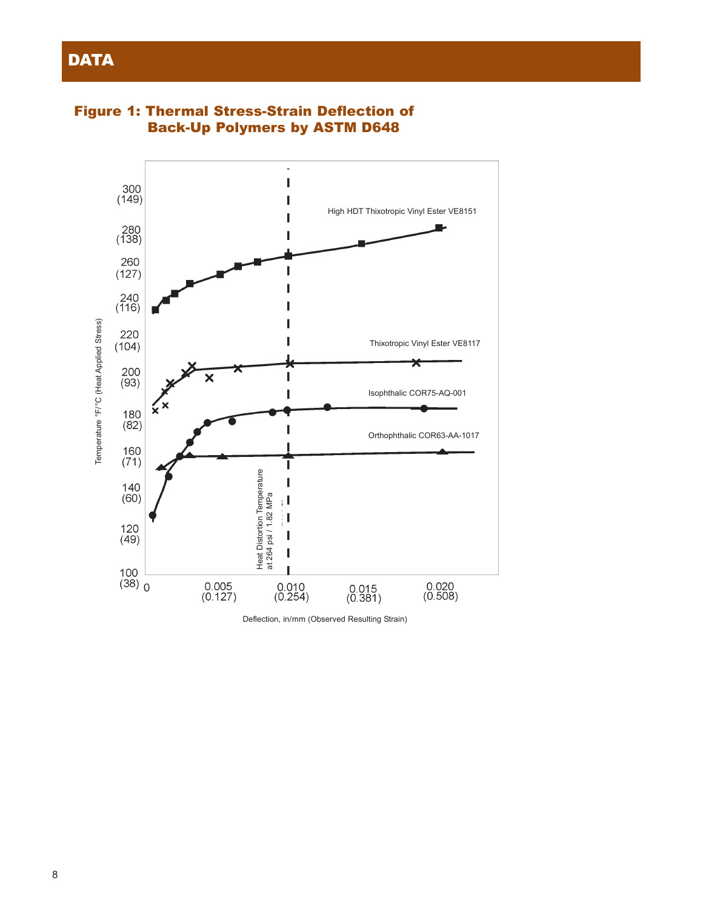## DATA

### Figure 1: Thermal Stress-Strain Deflection of Back-Up Polymers by ASTM D648

Temperature °F/°C (Heat Applied Stress)

| °F | °C |
|---|---|
| 300 | (149) |
| 280 | (138) |
| 260 | (127) |
| 240 | (116) |
| 220 | (104) |
| 200 | (93) |
| 180 | (82) |
| 160 | (71) |
| 140 | (60) |
| 120 | (49) |
| 100 | (38) |

Deflection, in/mm (Observed Resulting Strain): 0, 0.005 (0.127), 0.010 (0.254), 0.015 (0.381), 0.020 (0.508)

High HDT Thixotropic Vinyl Ester VE8151

Thixotropic Vinyl Ester VE8117

Isophthalic COR75-AQ-001

Orthophthalic COR63-AA-1017

Heat Distortion Temperature at 264 psi / 1.82 MPa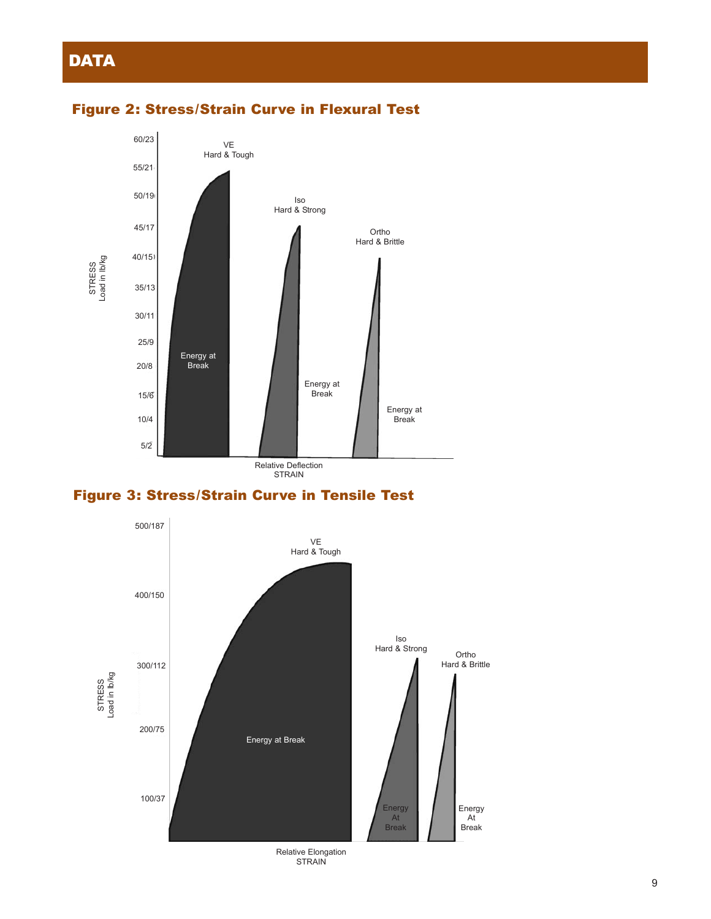# DATA

## Figure 2: Stress/Strain Curve in Flexural Test

STRESS Load in lb/kg

60/23
55/21
50/19
45/17
40/15
35/13
30/11
25/9
20/8
15/6
10/4
5/2

VE Hard & Tough — Energy at Break

Iso Hard & Strong — Energy at Break

Ortho Hard & Brittle — Energy at Break

Relative Deflection STRAIN

## Figure 3: Stress/Strain Curve in Tensile Test

STRESS Load in lb/kg

500/187
400/150
300/112
200/75
100/37

VE Hard & Tough — Energy at Break

Iso Hard & Strong — Energy At Break

Ortho Hard & Brittle — Energy At Break

Relative Elongation STRAIN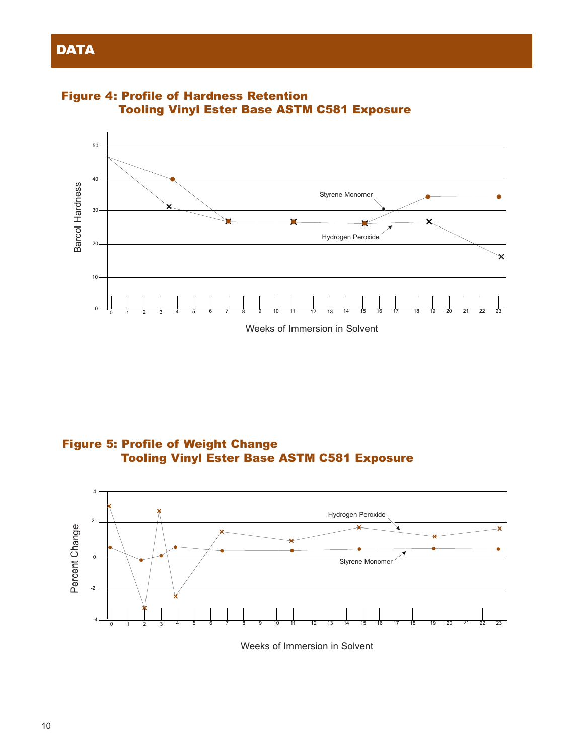## DATA

### Figure 4: Profile of Hardness Retention Tooling Vinyl Ester Base ASTM C581 Exposure

### Figure 5: Profile of Weight Change Tooling Vinyl Ester Base ASTM C581 Exposure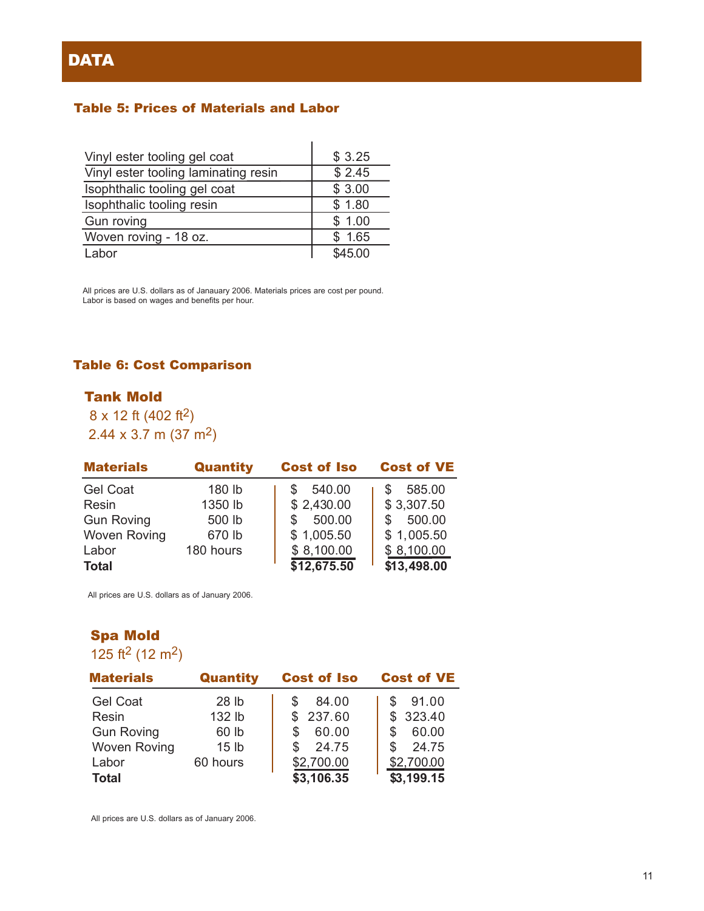# DATA

### Table 5: Prices of Materials and Labor

| | |
|---|---|
| Vinyl ester tooling gel coat | $ 3.25 |
| Vinyl ester tooling laminating resin | $ 2.45 |
| Isophthalic tooling gel coat | $ 3.00 |
| Isophthalic tooling resin | $ 1.80 |
| Gun roving | $ 1.00 |
| Woven roving - 18 oz. | $ 1.65 |
| Labor | $45.00 |

All prices are U.S. dollars as of Janauary 2006. Materials prices are cost per pound. Labor is based on wages and benefits per hour.

### Table 6: Cost Comparison

#### Tank Mold

8 x 12 ft (402 $ft^2$)
2.44 x 3.7 m (37 $m^2$)

| Materials | Quantity | Cost of Iso | Cost of VE |
|---|---|---|---|
| Gel Coat | 180 lb | $ 540.00 | $ 585.00 |
| Resin | 1350 lb | $ 2,430.00 | $ 3,307.50 |
| Gun Roving | 500 lb | $ 500.00 | $ 500.00 |
| Woven Roving | 670 lb | $ 1,005.50 | $ 1,005.50 |
| Labor | 180 hours | $ 8,100.00 | $ 8,100.00 |
| **Total** | | **$12,675.50** | **$13,498.00** |

All prices are U.S. dollars as of January 2006.

#### Spa Mold

125 $ft^2$ (12 $m^2$)

| Materials | Quantity | Cost of Iso | Cost of VE |
|---|---|---|---|
| Gel Coat | 28 lb | $ 84.00 | $ 91.00 |
| Resin | 132 lb | $ 237.60 | $ 323.40 |
| Gun Roving | 60 lb | $ 60.00 | $ 60.00 |
| Woven Roving | 15 lb | $ 24.75 | $ 24.75 |
| Labor | 60 hours | $2,700.00 | $2,700.00 |
| **Total** | | **$3,106.35** | **$3,199.15** |

All prices are U.S. dollars as of January 2006.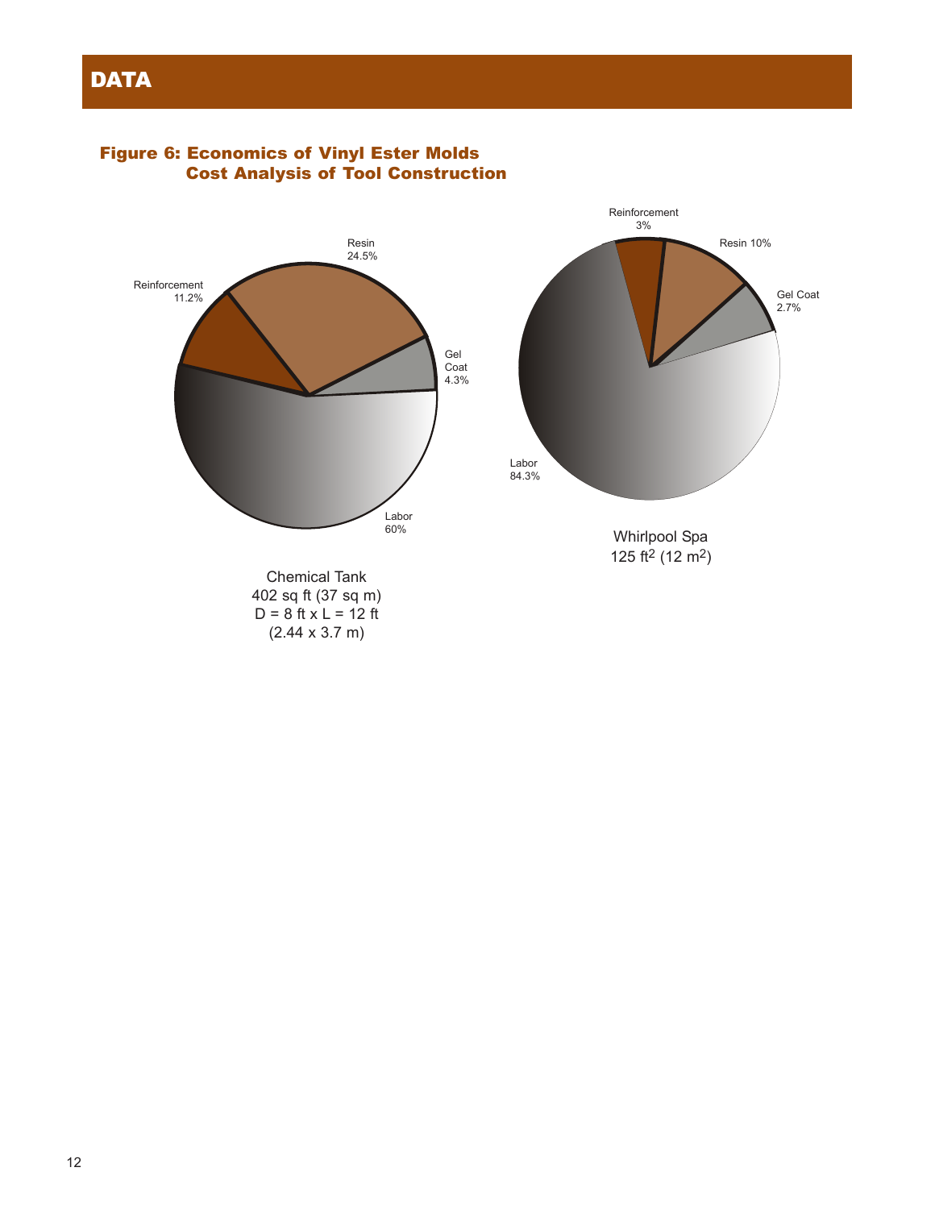# DATA

**Figure 6: Economics of Vinyl Ester Molds
Cost Analysis of Tool Construction**

Resin 24.5%
Reinforcement 11.2%
Gel Coat 4.3%
Labor 60%

Chemical Tank
402 sq ft (37 sq m)
D = 8 ft x L = 12 ft
(2.44 x 3.7 m)

Reinforcement 3%
Resin 10%
Gel Coat 2.7%
Labor 84.3%

Whirlpool Spa
125 $ft^2$ (12 $m^2$)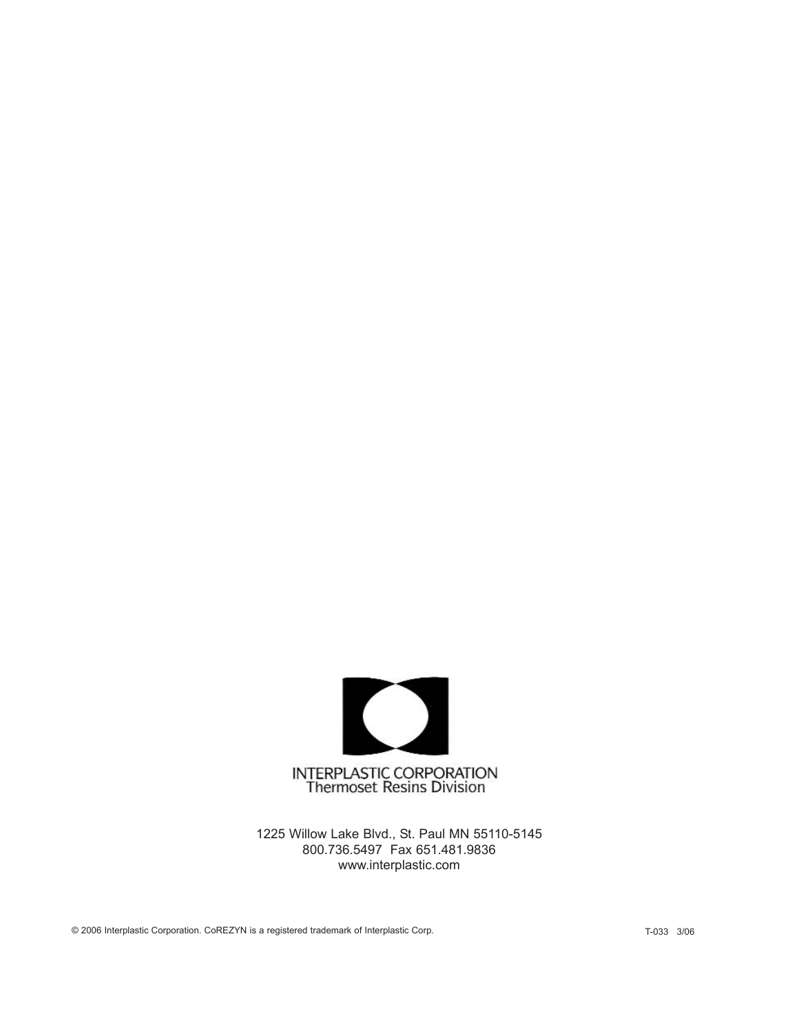INTERPLASTIC CORPORATION
Thermoset Resins Division

1225 Willow Lake Blvd., St. Paul MN 55110-5145
800.736.5497 Fax 651.481.9836
www.interplastic.com

© 2006 Interplastic Corporation. CoREZYN is a registered trademark of Interplastic Corp.

T-033 3/06